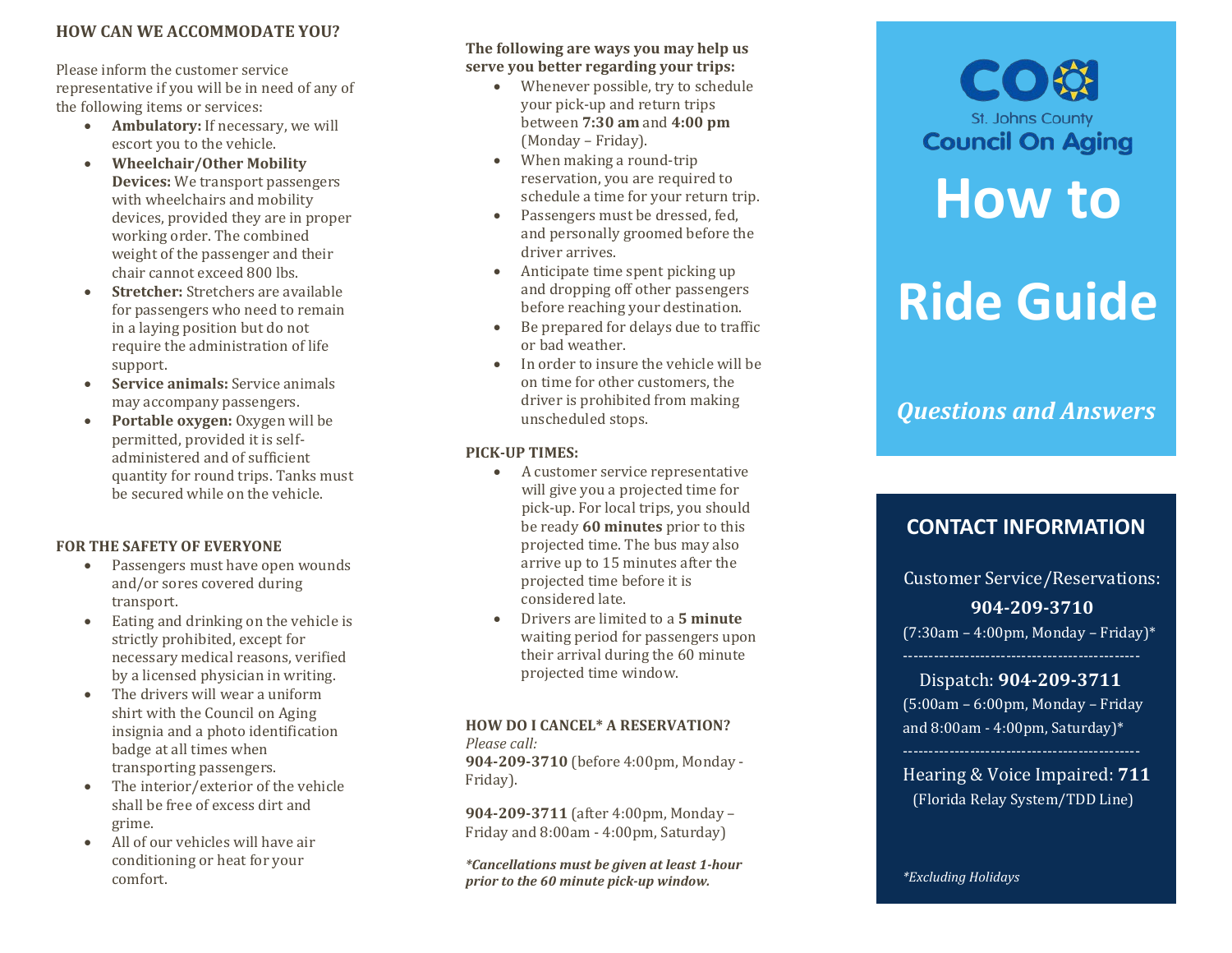## HOW CAN WE ACCOMMODATE YOU?

Please inform the customer service representative if you will be in need of any of the following items or services:

- **Ambulatory:** If necessary, we will escort you to the vehicle.
- **Wheelchair/Other Mobility Devices:** We transport passengers with wheelchairs and mobility devices, provided they are in proper working order. The combined weight of the passenger and their chair cannot exceed 800 lbs.
- **Stretcher:** Stretchers are available for passengers who need to remain in a laying position but do not require the administration of life support.
- **Service animals:** Service animals may accompany passengers.
- **Portable oxygen:** Oxygen will be permitted, provided it is self-administered and of sufficient quantity for round trips. Tanks must be secured while on the vehicle.

## FOR THE SAFETY OF EVERYONE

- Passengers must have open wounds and/or sores covered during transport.
- Eating and drinking on the vehicle is strictly prohibited, except for necessary medical reasons, verified by a licensed physician in writing.
- The drivers will wear a uniform shirt with the Council on Aging insignia and a photo identification badge at all times when transporting passengers.
- The interior/exterior of the vehicle shall be free of excess dirt and grime.
- All of our vehicles will have air conditioning or heat for your comfort.

**The following are ways you may help us serve you better regarding your trips:**

- Whenever possible, try to schedule your pick-up and return trips between **7:30 am** and **4:00 pm** (Monday – Friday).
- When making a round-trip reservation, you are required to schedule a time for your return trip.
- Passengers must be dressed, fed, and personally groomed before the driver arrives.
- Anticipate time spent picking up and dropping off other passengers before reaching your destination.
- Be prepared for delays due to traffic or bad weather.
- In order to insure the vehicle will be on time for other customers, the driver is prohibited from making unscheduled stops.

## PICK-UP TIMES:

- A customer service representative will give you a projected time for pick-up. For local trips, you should be ready **60 minutes** prior to this projected time. The bus may also arrive up to 15 minutes after the projected time before it is considered late.
- Drivers are limited to a **5 minute** waiting period for passengers upon their arrival during the 60 minute projected time window.

## HOW DO I CANCEL* A RESERVATION?

*Please call:*

**904-209-3710** (before 4:00pm, Monday - Friday).

**904-209-3711** (after 4:00pm, Monday – Friday and 8:00am - 4:00pm, Saturday)

***Cancellations must be given at least 1-hour prior to the 60 minute pick-up window.***

COA St. Johns County Council On Aging

# How to Ride Guide

***Questions and Answers***

## CONTACT INFORMATION

Customer Service/Reservations:
**904-209-3710**
(7:30am – 4:00pm, Monday – Friday)*

---

Dispatch: **904-209-3711**
(5:00am – 6:00pm, Monday – Friday and 8:00am - 4:00pm, Saturday)*

---

Hearing & Voice Impaired: **711**
(Florida Relay System/TDD Line)

*Excluding Holidays*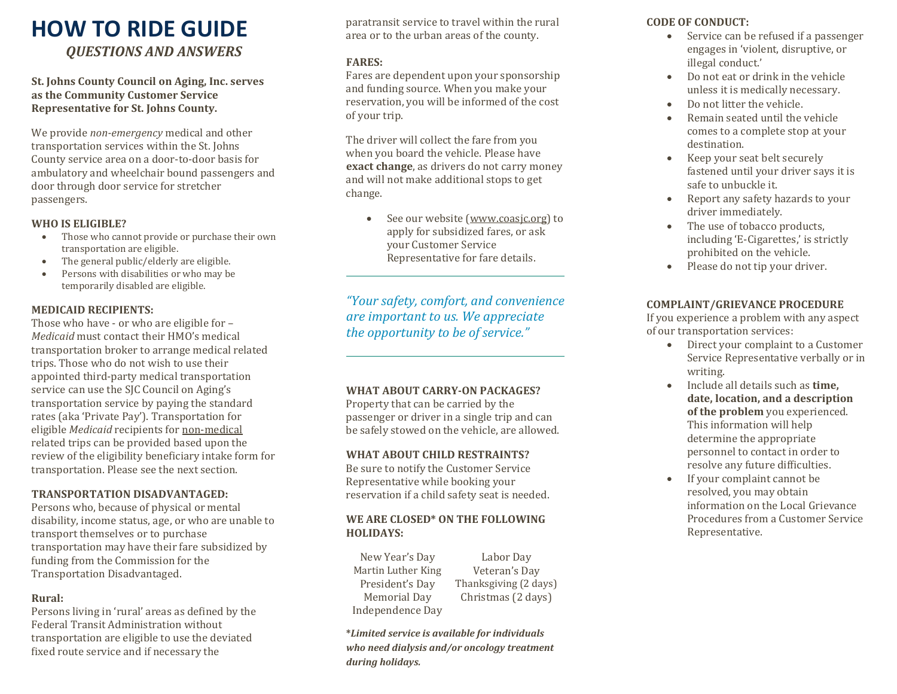# HOW TO RIDE GUIDE

## *QUESTIONS AND ANSWERS*

**St. Johns County Council on Aging, Inc. serves as the Community Customer Service Representative for St. Johns County.**

We provide *non-emergency* medical and other transportation services within the St. Johns County service area on a door-to-door basis for ambulatory and wheelchair bound passengers and door through door service for stretcher passengers.

### WHO IS ELIGIBLE?

- Those who cannot provide or purchase their own transportation are eligible.
- The general public/elderly are eligible.
- Persons with disabilities or who may be temporarily disabled are eligible.

### MEDICAID RECIPIENTS:

Those who have - or who are eligible for – *Medicaid* must contact their HMO's medical transportation broker to arrange medical related trips. Those who do not wish to use their appointed third-party medical transportation service can use the SJC Council on Aging's transportation service by paying the standard rates (aka 'Private Pay'). Transportation for eligible *Medicaid* recipients for non-medical related trips can be provided based upon the review of the eligibility beneficiary intake form for transportation. Please see the next section.

### TRANSPORTATION DISADVANTAGED:

Persons who, because of physical or mental disability, income status, age, or who are unable to transport themselves or to purchase transportation may have their fare subsidized by funding from the Commission for the Transportation Disadvantaged.

### Rural:

Persons living in 'rural' areas as defined by the Federal Transit Administration without transportation are eligible to use the deviated fixed route service and if necessary the paratransit service to travel within the rural area or to the urban areas of the county.

### FARES:

Fares are dependent upon your sponsorship and funding source. When you make your reservation, you will be informed of the cost of your trip.

The driver will collect the fare from you when you board the vehicle. Please have **exact change**, as drivers do not carry money and will not make additional stops to get change.

- See our website (www.coasjc.org) to apply for subsidized fares, or ask your Customer Service Representative for fare details.

---

*"Your safety, comfort, and convenience are important to us. We appreciate the opportunity to be of service."*

---

### WHAT ABOUT CARRY-ON PACKAGES?

Property that can be carried by the passenger or driver in a single trip and can be safely stowed on the vehicle, are allowed.

### WHAT ABOUT CHILD RESTRAINTS?

Be sure to notify the Customer Service Representative while booking your reservation if a child safety seat is needed.

### WE ARE CLOSED* ON THE FOLLOWING HOLIDAYS:

| | |
|---|---|
| New Year's Day | Labor Day |
| Martin Luther King | Veteran's Day |
| President's Day | Thanksgiving (2 days) |
| Memorial Day | Christmas (2 days) |
| Independence Day | |

***Limited service is available for individuals who need dialysis and/or oncology treatment during holidays.***

### CODE OF CONDUCT:

- Service can be refused if a passenger engages in 'violent, disruptive, or illegal conduct.'
- Do not eat or drink in the vehicle unless it is medically necessary.
- Do not litter the vehicle.
- Remain seated until the vehicle comes to a complete stop at your destination.
- Keep your seat belt securely fastened until your driver says it is safe to unbuckle it.
- Report any safety hazards to your driver immediately.
- The use of tobacco products, including 'E-Cigarettes,' is strictly prohibited on the vehicle.
- Please do not tip your driver.

### COMPLAINT/GRIEVANCE PROCEDURE

If you experience a problem with any aspect of our transportation services:

- Direct your complaint to a Customer Service Representative verbally or in writing.
- Include all details such as **time, date, location, and a description of the problem** you experienced. This information will help determine the appropriate personnel to contact in order to resolve any future difficulties.
- If your complaint cannot be resolved, you may obtain information on the Local Grievance Procedures from a Customer Service Representative.